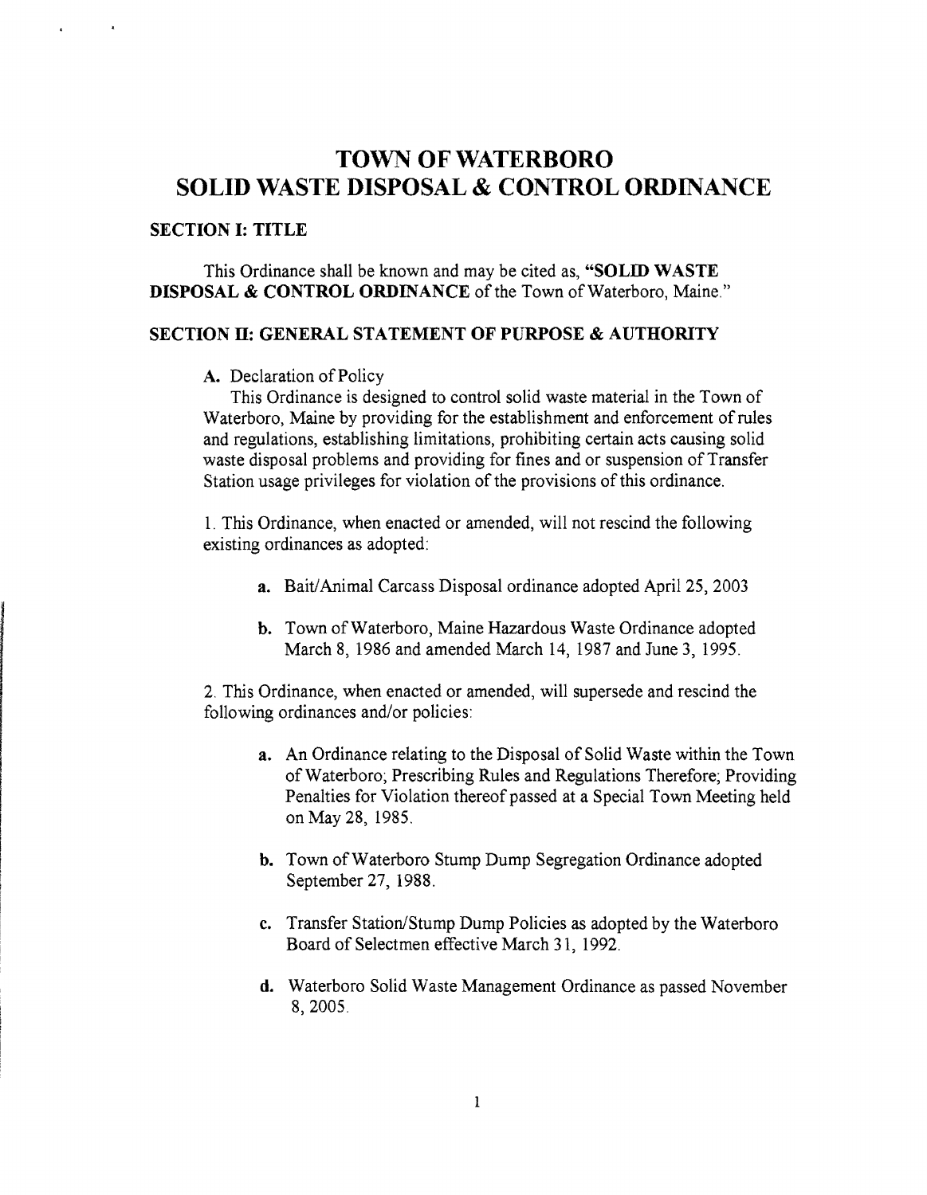# TOWN OF WATERBORO
# SOLID WASTE DISPOSAL & CONTROL ORDINANCE

## SECTION I: TITLE

This Ordinance shall be known and may be cited as, "**SOLID WASTE DISPOSAL & CONTROL ORDINANCE** of the Town of Waterboro, Maine."

## SECTION II: GENERAL STATEMENT OF PURPOSE & AUTHORITY

**A.** Declaration of Policy

This Ordinance is designed to control solid waste material in the Town of Waterboro, Maine by providing for the establishment and enforcement of rules and regulations, establishing limitations, prohibiting certain acts causing solid waste disposal problems and providing for fines and or suspension of Transfer Station usage privileges for violation of the provisions of this ordinance.

1. This Ordinance, when enacted or amended, will not rescind the following existing ordinances as adopted:

   **a.** Bait/Animal Carcass Disposal ordinance adopted April 25, 2003

   **b.** Town of Waterboro, Maine Hazardous Waste Ordinance adopted March 8, 1986 and amended March 14, 1987 and June 3, 1995.

2. This Ordinance, when enacted or amended, will supersede and rescind the following ordinances and/or policies:

   **a.** An Ordinance relating to the Disposal of Solid Waste within the Town of Waterboro; Prescribing Rules and Regulations Therefore; Providing Penalties for Violation thereof passed at a Special Town Meeting held on May 28, 1985.

   **b.** Town of Waterboro Stump Dump Segregation Ordinance adopted September 27, 1988.

   **c.** Transfer Station/Stump Dump Policies as adopted by the Waterboro Board of Selectmen effective March 31, 1992.

   **d.** Waterboro Solid Waste Management Ordinance as passed November 8, 2005.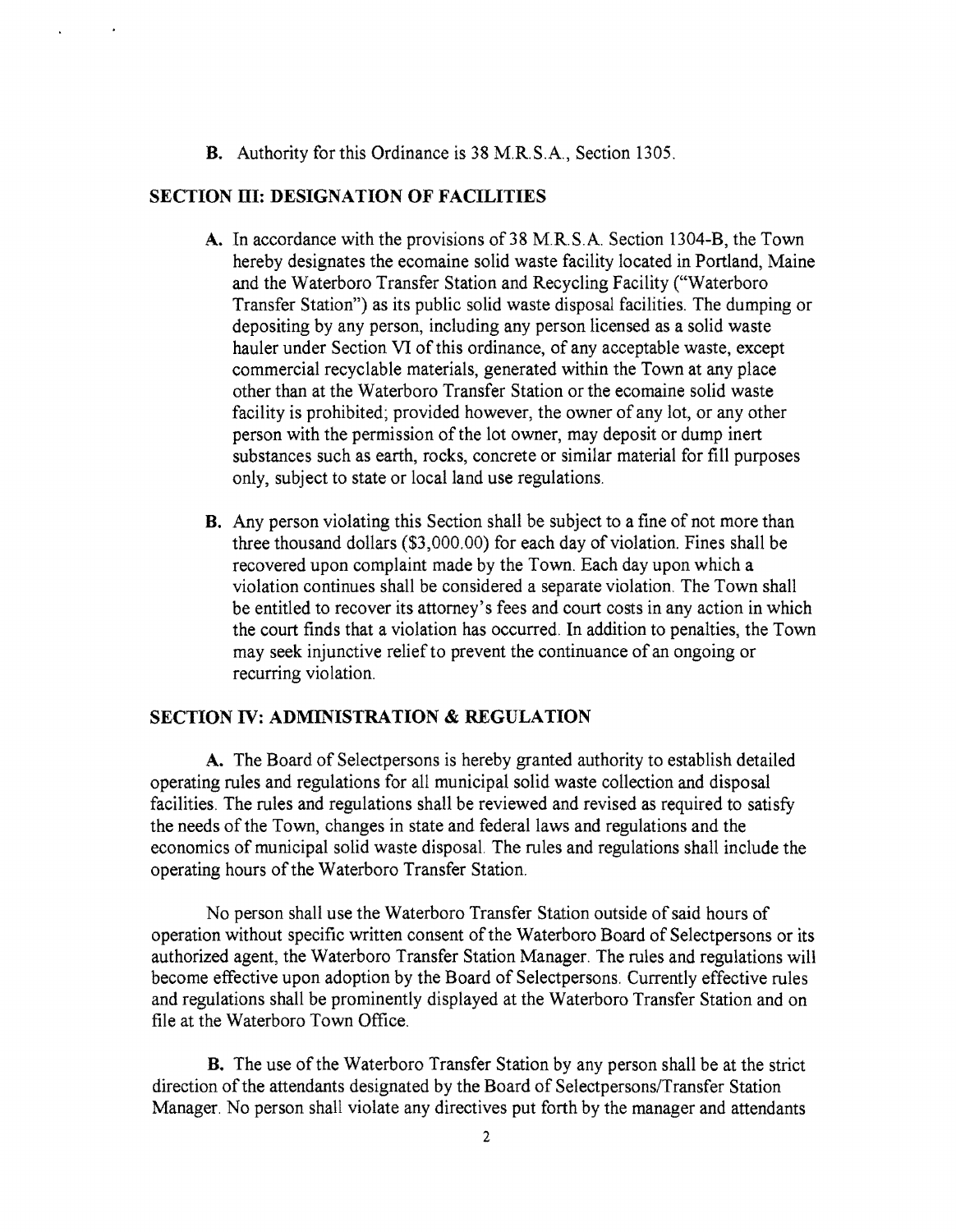**B.** Authority for this Ordinance is 38 M.R.S.A., Section 1305.

## SECTION III: DESIGNATION OF FACILITIES

**A.** In accordance with the provisions of 38 M.R.S.A. Section 1304-B, the Town hereby designates the ecomaine solid waste facility located in Portland, Maine and the Waterboro Transfer Station and Recycling Facility ("Waterboro Transfer Station") as its public solid waste disposal facilities. The dumping or depositing by any person, including any person licensed as a solid waste hauler under Section VI of this ordinance, of any acceptable waste, except commercial recyclable materials, generated within the Town at any place other than at the Waterboro Transfer Station or the ecomaine solid waste facility is prohibited; provided however, the owner of any lot, or any other person with the permission of the lot owner, may deposit or dump inert substances such as earth, rocks, concrete or similar material for fill purposes only, subject to state or local land use regulations.

**B.** Any person violating this Section shall be subject to a fine of not more than three thousand dollars ($3,000.00) for each day of violation. Fines shall be recovered upon complaint made by the Town. Each day upon which a violation continues shall be considered a separate violation. The Town shall be entitled to recover its attorney's fees and court costs in any action in which the court finds that a violation has occurred. In addition to penalties, the Town may seek injunctive relief to prevent the continuance of an ongoing or recurring violation.

## SECTION IV: ADMINISTRATION & REGULATION

**A.** The Board of Selectpersons is hereby granted authority to establish detailed operating rules and regulations for all municipal solid waste collection and disposal facilities. The rules and regulations shall be reviewed and revised as required to satisfy the needs of the Town, changes in state and federal laws and regulations and the economics of municipal solid waste disposal. The rules and regulations shall include the operating hours of the Waterboro Transfer Station.

No person shall use the Waterboro Transfer Station outside of said hours of operation without specific written consent of the Waterboro Board of Selectpersons or its authorized agent, the Waterboro Transfer Station Manager. The rules and regulations will become effective upon adoption by the Board of Selectpersons. Currently effective rules and regulations shall be prominently displayed at the Waterboro Transfer Station and on file at the Waterboro Town Office.

**B.** The use of the Waterboro Transfer Station by any person shall be at the strict direction of the attendants designated by the Board of Selectpersons/Transfer Station Manager. No person shall violate any directives put forth by the manager and attendants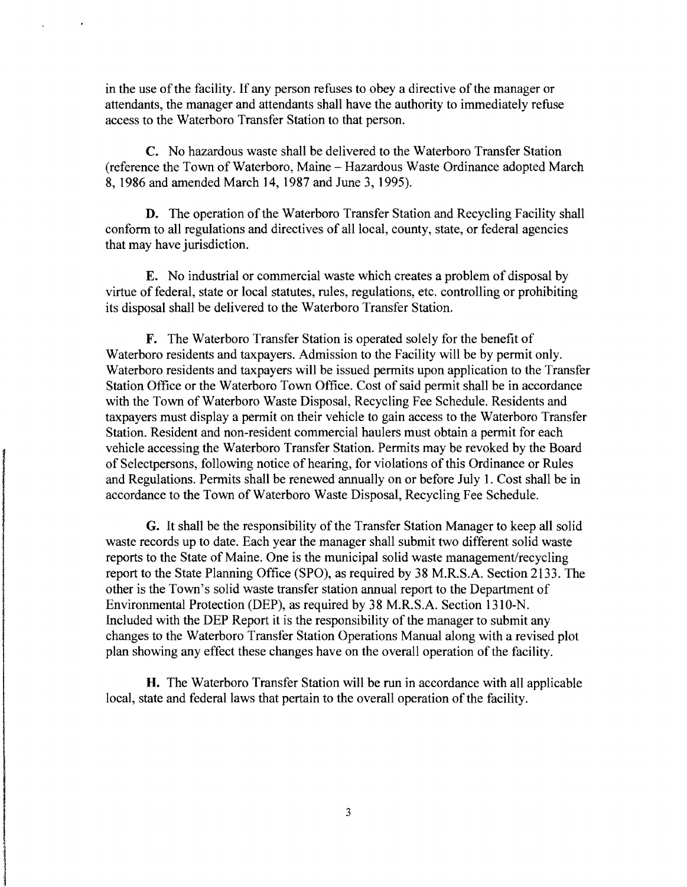in the use of the facility. If any person refuses to obey a directive of the manager or attendants, the manager and attendants shall have the authority to immediately refuse access to the Waterboro Transfer Station to that person.

**C.** No hazardous waste shall be delivered to the Waterboro Transfer Station (reference the Town of Waterboro, Maine – Hazardous Waste Ordinance adopted March 8, 1986 and amended March 14, 1987 and June 3, 1995).

**D.** The operation of the Waterboro Transfer Station and Recycling Facility shall conform to all regulations and directives of all local, county, state, or federal agencies that may have jurisdiction.

**E.** No industrial or commercial waste which creates a problem of disposal by virtue of federal, state or local statutes, rules, regulations, etc. controlling or prohibiting its disposal shall be delivered to the Waterboro Transfer Station.

**F.** The Waterboro Transfer Station is operated solely for the benefit of Waterboro residents and taxpayers. Admission to the Facility will be by permit only. Waterboro residents and taxpayers will be issued permits upon application to the Transfer Station Office or the Waterboro Town Office. Cost of said permit shall be in accordance with the Town of Waterboro Waste Disposal, Recycling Fee Schedule. Residents and taxpayers must display a permit on their vehicle to gain access to the Waterboro Transfer Station. Resident and non-resident commercial haulers must obtain a permit for each vehicle accessing the Waterboro Transfer Station. Permits may be revoked by the Board of Selectpersons, following notice of hearing, for violations of this Ordinance or Rules and Regulations. Permits shall be renewed annually on or before July 1. Cost shall be in accordance to the Town of Waterboro Waste Disposal, Recycling Fee Schedule.

**G.** It shall be the responsibility of the Transfer Station Manager to keep all solid waste records up to date. Each year the manager shall submit two different solid waste reports to the State of Maine. One is the municipal solid waste management/recycling report to the State Planning Office (SPO), as required by 38 M.R.S.A. Section 2133. The other is the Town's solid waste transfer station annual report to the Department of Environmental Protection (DEP), as required by 38 M.R.S.A. Section 1310-N. Included with the DEP Report it is the responsibility of the manager to submit any changes to the Waterboro Transfer Station Operations Manual along with a revised plot plan showing any effect these changes have on the overall operation of the facility.

**H.** The Waterboro Transfer Station will be run in accordance with all applicable local, state and federal laws that pertain to the overall operation of the facility.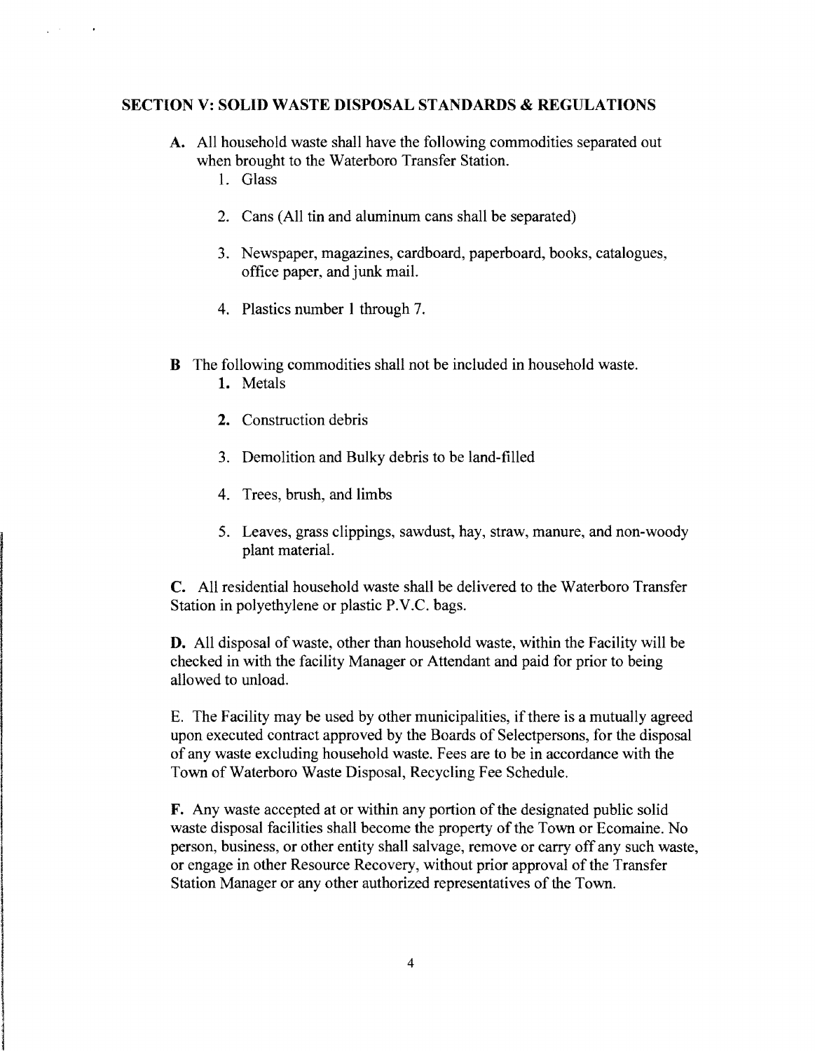## SECTION V: SOLID WASTE DISPOSAL STANDARDS & REGULATIONS

**A.** All household waste shall have the following commodities separated out when brought to the Waterboro Transfer Station.

1. Glass
2. Cans (All tin and aluminum cans shall be separated)
3. Newspaper, magazines, cardboard, paperboard, books, catalogues, office paper, and junk mail.
4. Plastics number 1 through 7.

**B** The following commodities shall not be included in household waste.

1. Metals
2. Construction debris
3. Demolition and Bulky debris to be land-filled
4. Trees, brush, and limbs
5. Leaves, grass clippings, sawdust, hay, straw, manure, and non-woody plant material.

**C.** All residential household waste shall be delivered to the Waterboro Transfer Station in polyethylene or plastic P.V.C. bags.

**D.** All disposal of waste, other than household waste, within the Facility will be checked in with the facility Manager or Attendant and paid for prior to being allowed to unload.

E. The Facility may be used by other municipalities, if there is a mutually agreed upon executed contract approved by the Boards of Selectpersons, for the disposal of any waste excluding household waste. Fees are to be in accordance with the Town of Waterboro Waste Disposal, Recycling Fee Schedule.

**F.** Any waste accepted at or within any portion of the designated public solid waste disposal facilities shall become the property of the Town or Ecomaine. No person, business, or other entity shall salvage, remove or carry off any such waste, or engage in other Resource Recovery, without prior approval of the Transfer Station Manager or any other authorized representatives of the Town.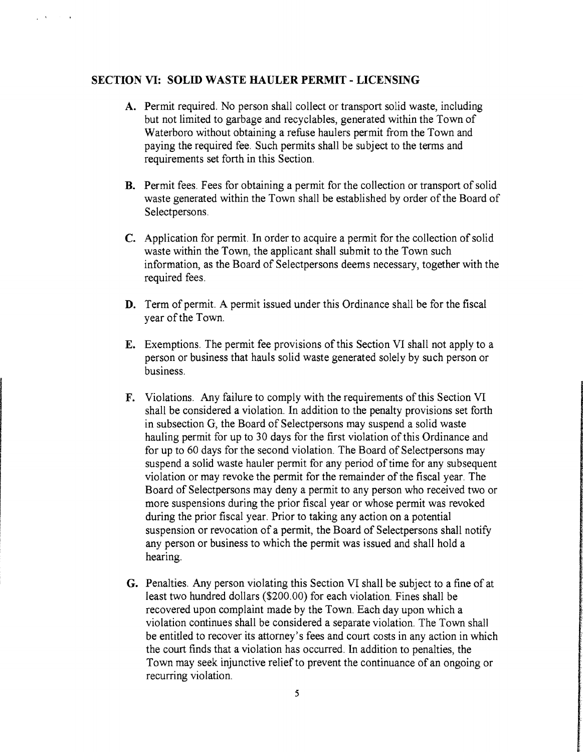## SECTION VI: SOLID WASTE HAULER PERMIT - LICENSING

**A.** Permit required. No person shall collect or transport solid waste, including but not limited to garbage and recyclables, generated within the Town of Waterboro without obtaining a refuse haulers permit from the Town and paying the required fee. Such permits shall be subject to the terms and requirements set forth in this Section.

**B.** Permit fees. Fees for obtaining a permit for the collection or transport of solid waste generated within the Town shall be established by order of the Board of Selectpersons.

**C.** Application for permit. In order to acquire a permit for the collection of solid waste within the Town, the applicant shall submit to the Town such information, as the Board of Selectpersons deems necessary, together with the required fees.

**D.** Term of permit. A permit issued under this Ordinance shall be for the fiscal year of the Town.

**E.** Exemptions. The permit fee provisions of this Section VI shall not apply to a person or business that hauls solid waste generated solely by such person or business.

**F.** Violations. Any failure to comply with the requirements of this Section VI shall be considered a violation. In addition to the penalty provisions set forth in subsection G, the Board of Selectpersons may suspend a solid waste hauling permit for up to 30 days for the first violation of this Ordinance and for up to 60 days for the second violation. The Board of Selectpersons may suspend a solid waste hauler permit for any period of time for any subsequent violation or may revoke the permit for the remainder of the fiscal year. The Board of Selectpersons may deny a permit to any person who received two or more suspensions during the prior fiscal year or whose permit was revoked during the prior fiscal year. Prior to taking any action on a potential suspension or revocation of a permit, the Board of Selectpersons shall notify any person or business to which the permit was issued and shall hold a hearing.

**G.** Penalties. Any person violating this Section VI shall be subject to a fine of at least two hundred dollars ($200.00) for each violation. Fines shall be recovered upon complaint made by the Town. Each day upon which a violation continues shall be considered a separate violation. The Town shall be entitled to recover its attorney's fees and court costs in any action in which the court finds that a violation has occurred. In addition to penalties, the Town may seek injunctive relief to prevent the continuance of an ongoing or recurring violation.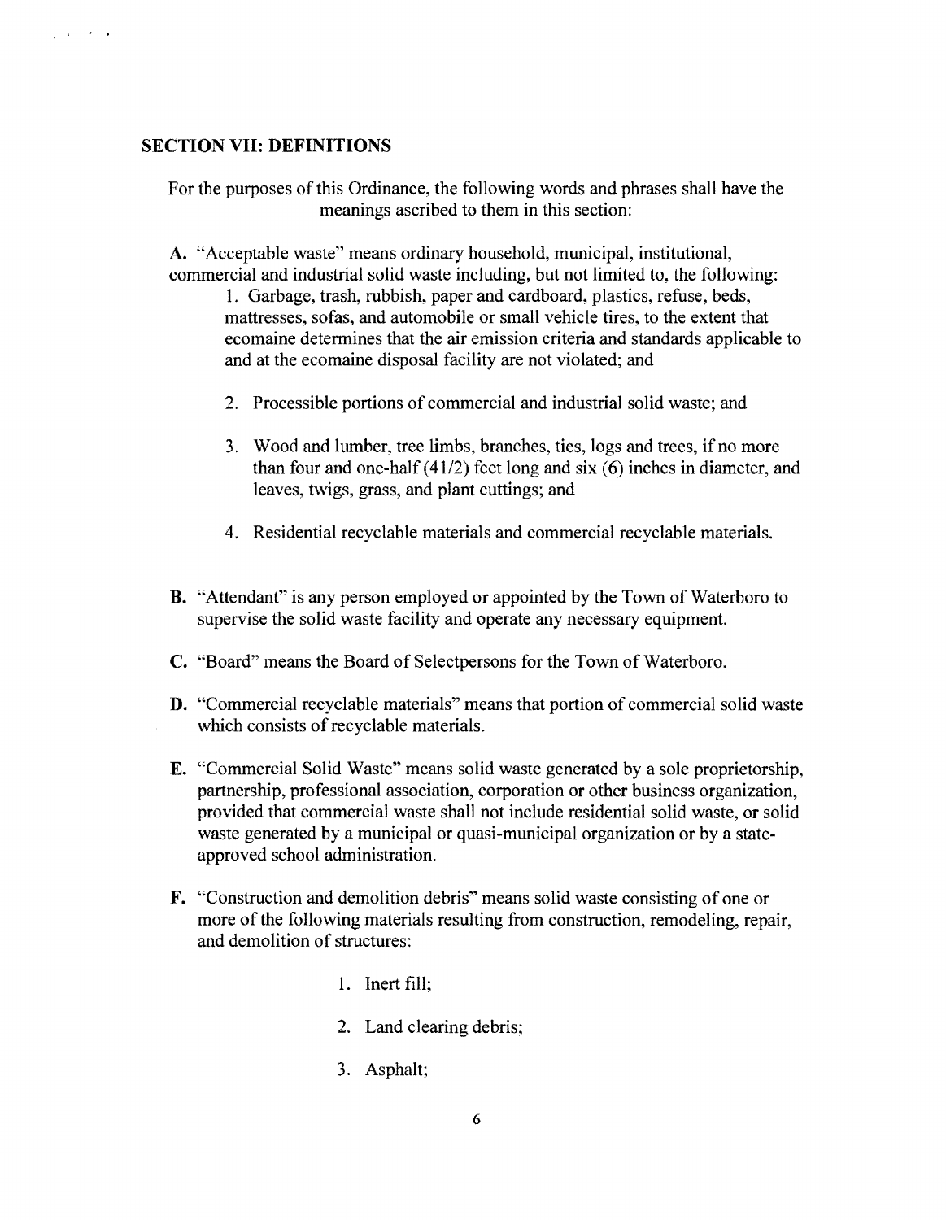## SECTION VII: DEFINITIONS

For the purposes of this Ordinance, the following words and phrases shall have the meanings ascribed to them in this section:

**A.** "Acceptable waste" means ordinary household, municipal, institutional, commercial and industrial solid waste including, but not limited to, the following:

1. Garbage, trash, rubbish, paper and cardboard, plastics, refuse, beds, mattresses, sofas, and automobile or small vehicle tires, to the extent that ecomaine determines that the air emission criteria and standards applicable to and at the ecomaine disposal facility are not violated; and
2. Processible portions of commercial and industrial solid waste; and
3. Wood and lumber, tree limbs, branches, ties, logs and trees, if no more than four and one-half (41/2) feet long and six (6) inches in diameter, and leaves, twigs, grass, and plant cuttings; and
4. Residential recyclable materials and commercial recyclable materials.

**B.** "Attendant" is any person employed or appointed by the Town of Waterboro to supervise the solid waste facility and operate any necessary equipment.

**C.** "Board" means the Board of Selectpersons for the Town of Waterboro.

**D.** "Commercial recyclable materials" means that portion of commercial solid waste which consists of recyclable materials.

**E.** "Commercial Solid Waste" means solid waste generated by a sole proprietorship, partnership, professional association, corporation or other business organization, provided that commercial waste shall not include residential solid waste, or solid waste generated by a municipal or quasi-municipal organization or by a state-approved school administration.

**F.** "Construction and demolition debris" means solid waste consisting of one or more of the following materials resulting from construction, remodeling, repair, and demolition of structures:

1. Inert fill;
2. Land clearing debris;
3. Asphalt;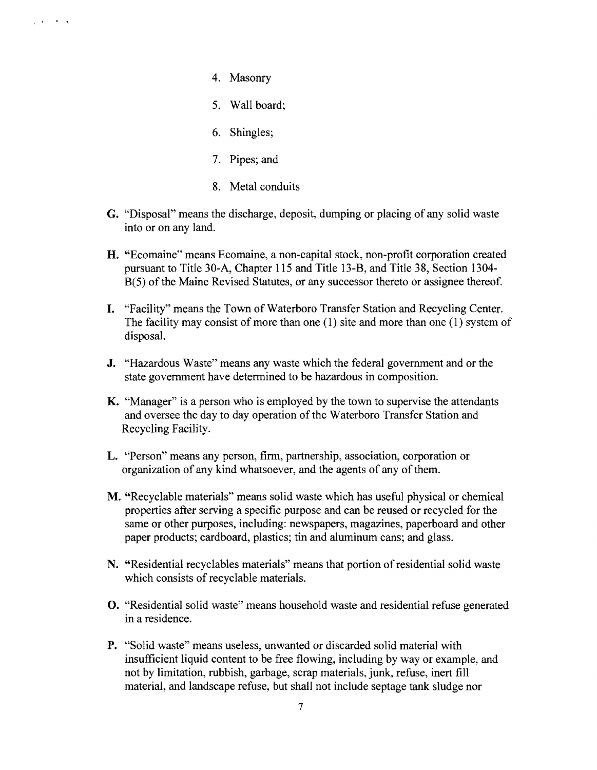4. Masonry
5. Wall board;
6. Shingles;
7. Pipes; and
8. Metal conduits

**G.** "Disposal" means the discharge, deposit, dumping or placing of any solid waste into or on any land.

**H.** "Ecomaine" means Ecomaine, a non-capital stock, non-profit corporation created pursuant to Title 30-A, Chapter 115 and Title 13-B, and Title 38, Section 1304-B(5) of the Maine Revised Statutes, or any successor thereto or assignee thereof.

**I.** "Facility" means the Town of Waterboro Transfer Station and Recycling Center. The facility may consist of more than one (1) site and more than one (1) system of disposal.

**J.** "Hazardous Waste" means any waste which the federal government and or the state government have determined to be hazardous in composition.

**K.** "Manager" is a person who is employed by the town to supervise the attendants and oversee the day to day operation of the Waterboro Transfer Station and Recycling Facility.

**L.** "Person" means any person, firm, partnership, association, corporation or organization of any kind whatsoever, and the agents of any of them.

**M.** "Recyclable materials" means solid waste which has useful physical or chemical properties after serving a specific purpose and can be reused or recycled for the same or other purposes, including: newspapers, magazines, paperboard and other paper products; cardboard, plastics; tin and aluminum cans; and glass.

**N.** "Residential recyclables materials" means that portion of residential solid waste which consists of recyclable materials.

**O.** "Residential solid waste" means household waste and residential refuse generated in a residence.

**P.** "Solid waste" means useless, unwanted or discarded solid material with insufficient liquid content to be free flowing, including by way or example, and not by limitation, rubbish, garbage, scrap materials, junk, refuse, inert fill material, and landscape refuse, but shall not include septage tank sludge nor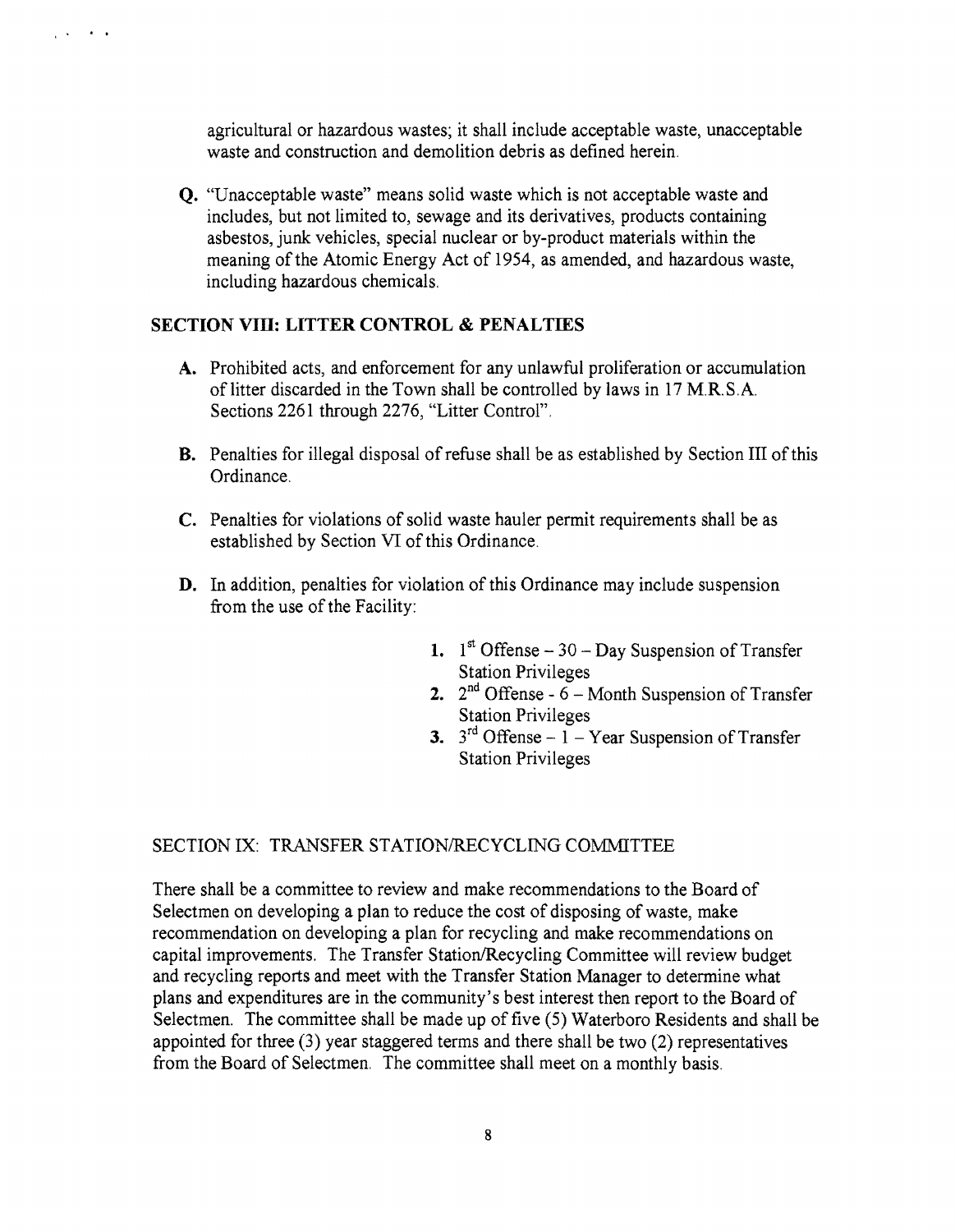agricultural or hazardous wastes; it shall include acceptable waste, unacceptable waste and construction and demolition debris as defined herein.

**Q.** "Unacceptable waste" means solid waste which is not acceptable waste and includes, but not limited to, sewage and its derivatives, products containing asbestos, junk vehicles, special nuclear or by-product materials within the meaning of the Atomic Energy Act of 1954, as amended, and hazardous waste, including hazardous chemicals.

## SECTION VIII: LITTER CONTROL & PENALTIES

**A.** Prohibited acts, and enforcement for any unlawful proliferation or accumulation of litter discarded in the Town shall be controlled by laws in 17 M.R.S.A. Sections 2261 through 2276, "Litter Control".

**B.** Penalties for illegal disposal of refuse shall be as established by Section III of this Ordinance.

**C.** Penalties for violations of solid waste hauler permit requirements shall be as established by Section VI of this Ordinance.

**D.** In addition, penalties for violation of this Ordinance may include suspension from the use of the Facility:

1. 1st Offense – 30 – Day Suspension of Transfer Station Privileges
2. 2nd Offense - 6 – Month Suspension of Transfer Station Privileges
3. 3rd Offense – 1 – Year Suspension of Transfer Station Privileges

## SECTION IX: TRANSFER STATION/RECYCLING COMMITTEE

There shall be a committee to review and make recommendations to the Board of Selectmen on developing a plan to reduce the cost of disposing of waste, make recommendation on developing a plan for recycling and make recommendations on capital improvements. The Transfer Station/Recycling Committee will review budget and recycling reports and meet with the Transfer Station Manager to determine what plans and expenditures are in the community's best interest then report to the Board of Selectmen. The committee shall be made up of five (5) Waterboro Residents and shall be appointed for three (3) year staggered terms and there shall be two (2) representatives from the Board of Selectmen. The committee shall meet on a monthly basis.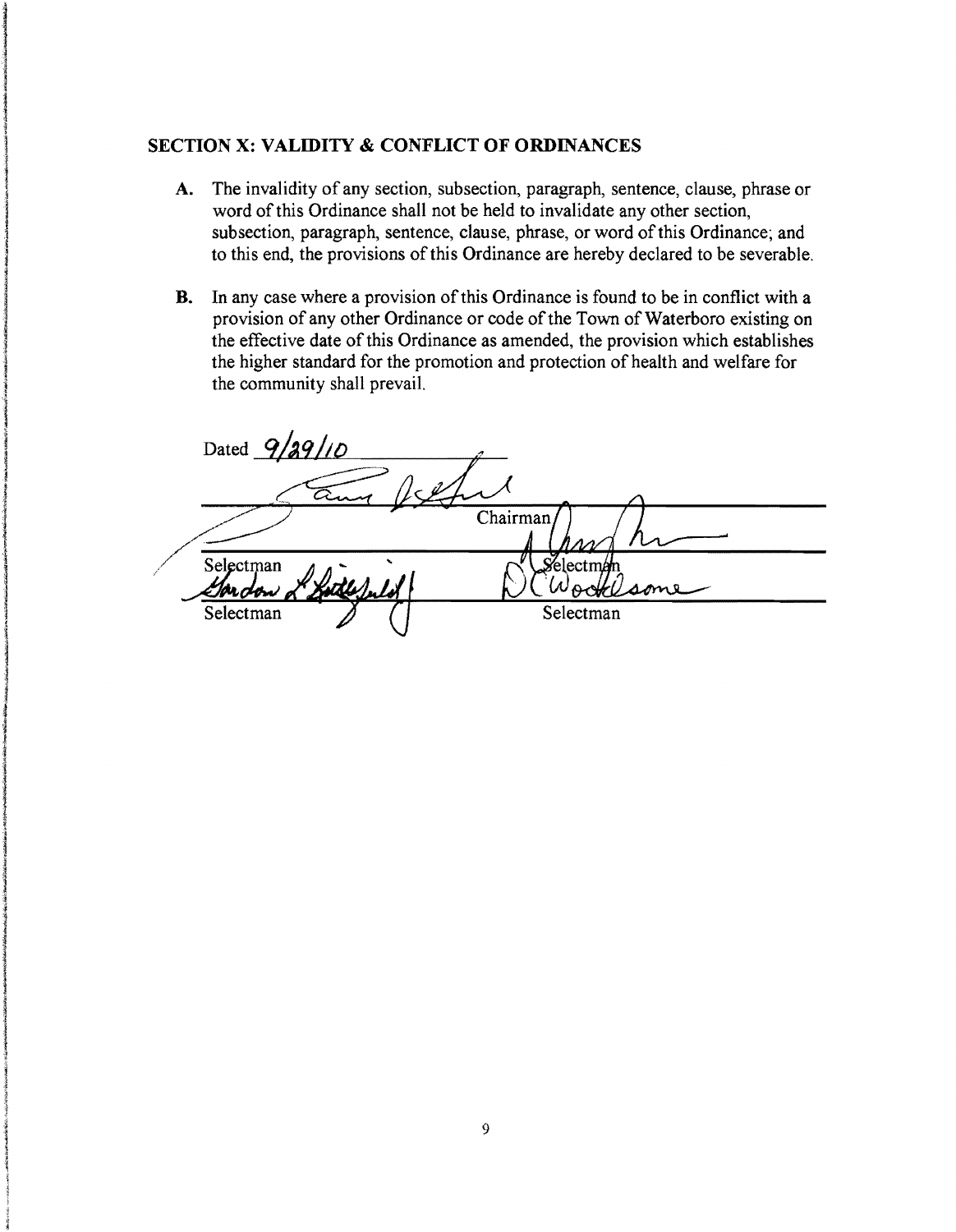### SECTION X: VALIDITY & CONFLICT OF ORDINANCES

**A.** The invalidity of any section, subsection, paragraph, sentence, clause, phrase or word of this Ordinance shall not be held to invalidate any other section, subsection, paragraph, sentence, clause, phrase, or word of this Ordinance; and to this end, the provisions of this Ordinance are hereby declared to be severable.

**B.** In any case where a provision of this Ordinance is found to be in conflict with a provision of any other Ordinance or code of the Town of Waterboro existing on the effective date of this Ordinance as amended, the provision which establishes the higher standard for the promotion and protection of health and welfare for the community shall prevail.

Dated 9/29/10

Chairman

Selectman

Selectman

Selectman

Selectman